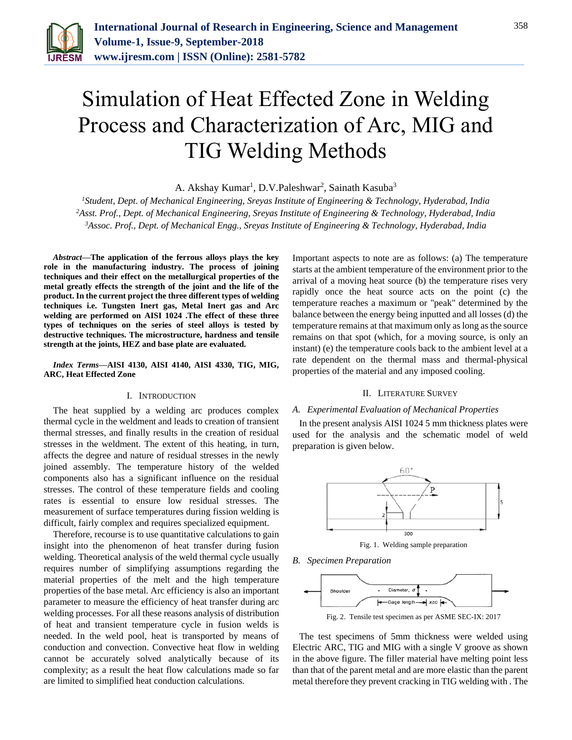# Simulation of Heat Effected Zone in Welding Process and Characterization of Arc, MIG and TIG Welding Methods

A. Akshay Kumar[1], D.V.Paleshwar[2], Sainath Kasuba[3]

[1]*Student, Dept. of Mechanical Engineering, Sreyas Institute of Engineering & Technology, Hyderabad, India*
[2]*Asst. Prof., Dept. of Mechanical Engineering, Sreyas Institute of Engineering & Technology, Hyderabad, India*
[3]*Assoc. Prof., Dept. of Mechanical Engg., Sreyas Institute of Engineering & Technology, Hyderabad, India*

***Abstract*—The application of the ferrous alloys plays the key role in the manufacturing industry. The process of joining techniques and their effect on the metallurgical properties of the metal greatly effects the strength of the joint and the life of the product. In the current project the three different types of welding techniques i.e. Tungsten Inert gas, Metal Inert gas and Arc welding are performed on AISI 1024 .The effect of these three types of techniques on the series of steel alloys is tested by destructive techniques. The microstructure, hardness and tensile strength at the joints, HEZ and base plate are evaluated.**

***Index Terms*—AISI 4130, AISI 4140, AISI 4330, TIG, MIG, ARC, Heat Effected Zone**

## I. Introduction

The heat supplied by a welding arc produces complex thermal cycle in the weldment and leads to creation of transient thermal stresses, and finally results in the creation of residual stresses in the weldment. The extent of this heating, in turn, affects the degree and nature of residual stresses in the newly joined assembly. The temperature history of the welded components also has a significant influence on the residual stresses. The control of these temperature fields and cooling rates is essential to ensure low residual stresses. The measurement of surface temperatures during fission welding is difficult, fairly complex and requires specialized equipment.

Therefore, recourse is to use quantitative calculations to gain insight into the phenomenon of heat transfer during fusion welding. Theoretical analysis of the weld thermal cycle usually requires number of simplifying assumptions regarding the material properties of the melt and the high temperature properties of the base metal. Arc efficiency is also an important parameter to measure the efficiency of heat transfer during arc welding processes. For all these reasons analysis of distribution of heat and transient temperature cycle in fusion welds is needed. In the weld pool, heat is transported by means of conduction and convection. Convective heat flow in welding cannot be accurately solved analytically because of its complexity; as a result the heat flow calculations made so far are limited to simplified heat conduction calculations.

Important aspects to note are as follows: (a) The temperature starts at the ambient temperature of the environment prior to the arrival of a moving heat source (b) the temperature rises very rapidly once the heat source acts on the point (c) the temperature reaches a maximum or "peak" determined by the balance between the energy being inputted and all losses (d) the temperature remains at that maximum only as long as the source remains on that spot (which, for a moving source, is only an instant) (e) the temperature cools back to the ambient level at a rate dependent on the thermal mass and thermal-physical properties of the material and any imposed cooling.

## II. Literature Survey

### *A. Experimental Evaluation of Mechanical Properties*

In the present analysis AISI 1024 5 mm thickness plates were used for the analysis and the schematic model of weld preparation is given below.

Fig. 1. Welding sample preparation

### *B. Specimen Preparation*

Fig. 2. Tensile test specimen as per ASME SEC-IX: 2017

The test specimens of 5mm thickness were welded using Electric ARC, TIG and MIG with a single V groove as shown in the above figure. The filler material have melting point less than that of the parent metal and are more elastic than the parent metal therefore they prevent cracking in TIG welding with . The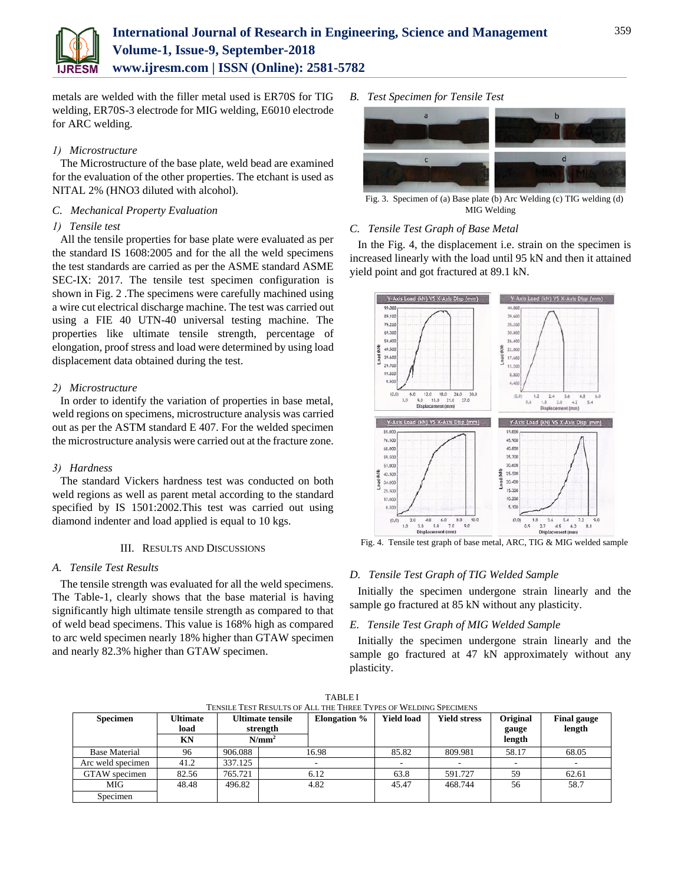metals are welded with the filler metal used is ER70S for TIG welding, ER70S-3 electrode for MIG welding, E6010 electrode for ARC welding.

*1) Microstructure*

The Microstructure of the base plate, weld bead are examined for the evaluation of the other properties. The etchant is used as NITAL 2% ($HNO_3$ diluted with alcohol).

### C. Mechanical Property Evaluation

*1) Tensile test*

All the tensile properties for base plate were evaluated as per the standard IS 1608:2005 and for the all the weld specimens the test standards are carried as per the ASME standard ASME SEC-IX: 2017. The tensile test specimen configuration is shown in Fig. 2 .The specimens were carefully machined using a wire cut electrical discharge machine. The test was carried out using a FIE 40 UTN-40 universal testing machine. The properties like ultimate tensile strength, percentage of elongation, proof stress and load were determined by using load displacement data obtained during the test.

*2) Microstructure*

In order to identify the variation of properties in base metal, weld regions on specimens, microstructure analysis was carried out as per the ASTM standard E 407. For the welded specimen the microstructure analysis were carried out at the fracture zone.

*3) Hardness*

The standard Vickers hardness test was conducted on both weld regions as well as parent metal according to the standard specified by IS 1501:2002.This test was carried out using diamond indenter and load applied is equal to 10 kgs.

## III. Results and Discussions

### A. Tensile Test Results

The tensile strength was evaluated for all the weld specimens. The Table-1, clearly shows that the base material is having significantly high ultimate tensile strength as compared to that of weld bead specimens. This value is 168% high as compared to arc weld specimen nearly 18% higher than GTAW specimen and nearly 82.3% higher than GTAW specimen.

### B. Test Specimen for Tensile Test

Fig. 3. Specimen of (a) Base plate (b) Arc Welding (c) TIG welding (d) MIG Welding

### C. Tensile Test Graph of Base Metal

In the Fig. 4, the displacement i.e. strain on the specimen is increased linearly with the load until 95 kN and then it attained yield point and got fractured at 89.1 kN.

Fig. 4. Tensile test graph of base metal, ARC, TIG & MIG welded sample

### D. Tensile Test Graph of TIG Welded Sample

Initially the specimen undergone strain linearly and the sample go fractured at 85 kN without any plasticity.

### E. Tensile Test Graph of MIG Welded Sample

Initially the specimen undergone strain linearly and the sample go fractured at 47 kN approximately without any plasticity.

TABLE I
Tensile Test Results of All the Three Types of Welding Specimens

| Specimen | Ultimate load KN | Ultimate tensile strength N/mm$^2$ | Elongation % | Yield load | Yield stress | Original gauge length | Final gauge length |
|---|---|---|---|---|---|---|---|
| Base Material | 96 | 906.088 | 16.98 | 85.82 | 809.981 | 58.17 | 68.05 |
| Arc weld specimen | 41.2 | 337.125 | - | - | - | - | - |
| GTAW specimen | 82.56 | 765.721 | 6.12 | 63.8 | 591.727 | 59 | 62.61 |
| MIG Specimen | 48.48 | 496.82 | 4.82 | 45.47 | 468.744 | 56 | 58.7 |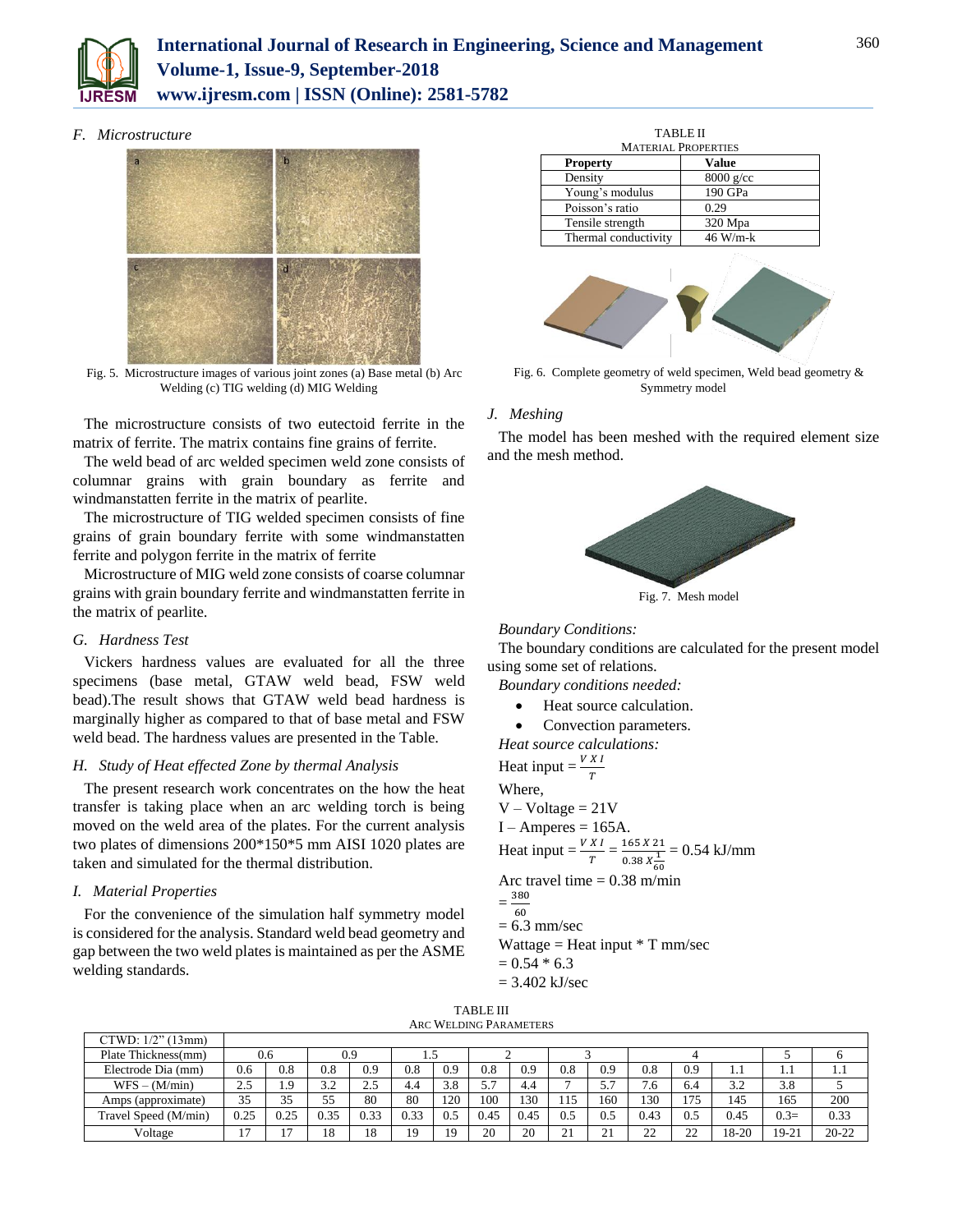### F. Microstructure

Fig. 5. Microstructure images of various joint zones (a) Base metal (b) Arc Welding (c) TIG welding (d) MIG Welding

The microstructure consists of two eutectoid ferrite in the matrix of ferrite. The matrix contains fine grains of ferrite.

The weld bead of arc welded specimen weld zone consists of columnar grains with grain boundary as ferrite and windmanstatten ferrite in the matrix of pearlite.

The microstructure of TIG welded specimen consists of fine grains of grain boundary ferrite with some windmanstatten ferrite and polygon ferrite in the matrix of ferrite

Microstructure of MIG weld zone consists of coarse columnar grains with grain boundary ferrite and windmanstatten ferrite in the matrix of pearlite.

### G. Hardness Test

Vickers hardness values are evaluated for all the three specimens (base metal, GTAW weld bead, FSW weld bead).The result shows that GTAW weld bead hardness is marginally higher as compared to that of base metal and FSW weld bead. The hardness values are presented in the Table.

### H. Study of Heat effected Zone by thermal Analysis

The present research work concentrates on the how the heat transfer is taking place when an arc welding torch is being moved on the weld area of the plates. For the current analysis two plates of dimensions 200*150*5 mm AISI 1020 plates are taken and simulated for the thermal distribution.

### I. Material Properties

For the convenience of the simulation half symmetry model is considered for the analysis. Standard weld bead geometry and gap between the two weld plates is maintained as per the ASME welding standards.

TABLE II
MATERIAL PROPERTIES

| Property | Value |
|---|---|
| Density | 8000 g/cc |
| Young's modulus | 190 GPa |
| Poisson's ratio | 0.29 |
| Tensile strength | 320 Mpa |
| Thermal conductivity | 46 W/m-k |

Fig. 6. Complete geometry of weld specimen, Weld bead geometry & Symmetry model

### J. Meshing

The model has been meshed with the required element size and the mesh method.

Fig. 7. Mesh model

*Boundary Conditions:*

The boundary conditions are calculated for the present model using some set of relations.

*Boundary conditions needed:*

- Heat source calculation.
- Convection parameters.

*Heat source calculations:*

Heat input = $\frac{V\,X\,I}{T}$

Where,

V – Voltage = 21V

I – Amperes = 165A.

Heat input = $\frac{V\,X\,I}{T} = \frac{165\,X\,21}{0.38\,X\frac{1}{60}}$ = 0.54 kJ/mm

Arc travel time = 0.38 m/min

$= \frac{380}{60}$

= 6.3 mm/sec

Wattage = Heat input * T mm/sec

= 0.54 * 6.3

= 3.402 kJ/sec

TABLE III
ARC WELDING PARAMETERS

| CTWD: 1/2" (13mm) | | | | | | | | | | | | | | | |
|---|---|---|---|---|---|---|---|---|---|---|---|---|---|---|---|
| Plate Thickness(mm) | 0.6 | | 0.9 | | 1.5 | | 2 | | 3 | | 4 | | | 5 | 6 |
| Electrode Dia (mm) | 0.6 | 0.8 | 0.8 | 0.9 | 0.8 | 0.9 | 0.8 | 0.9 | 0.8 | 0.9 | 0.8 | 0.9 | 1.1 | 1.1 | 1.1 |
| WFS – (M/min) | 2.5 | 1.9 | 3.2 | 2.5 | 4.4 | 3.8 | 5.7 | 4.4 | 7 | 5.7 | 7.6 | 6.4 | 3.2 | 3.8 | 5 |
| Amps (approximate) | 35 | 35 | 55 | 80 | 80 | 120 | 100 | 130 | 115 | 160 | 130 | 175 | 145 | 165 | 200 |
| Travel Speed (M/min) | 0.25 | 0.25 | 0.35 | 0.33 | 0.33 | 0.5 | 0.45 | 0.45 | 0.5 | 0.5 | 0.43 | 0.5 | 0.45 | 0.3= | 0.33 |
| Voltage | 17 | 17 | 18 | 18 | 19 | 19 | 20 | 20 | 21 | 21 | 22 | 22 | 18-20 | 19-21 | 20-22 |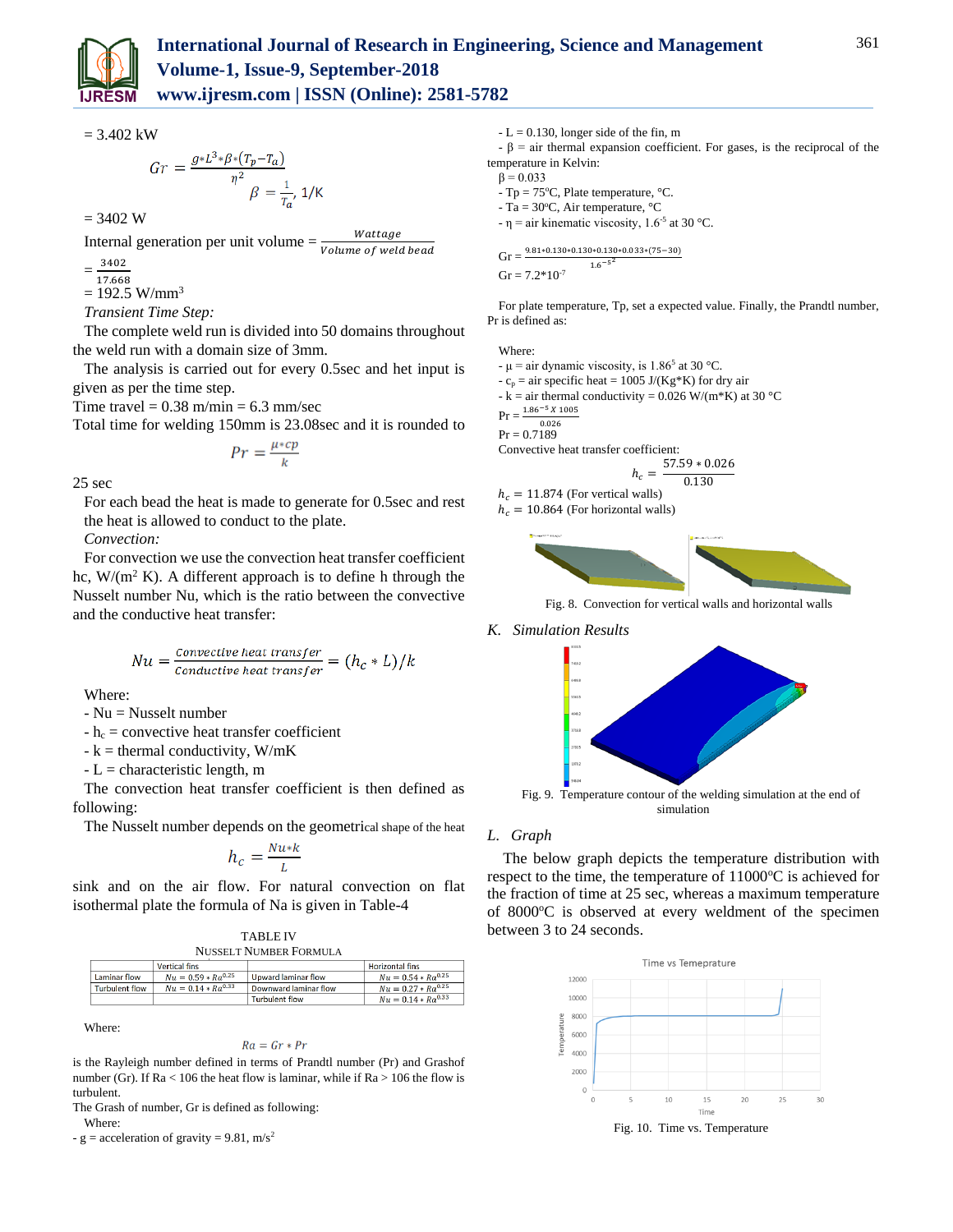= 3.402 kW

$$Gr = \frac{g * L^3 * \beta * (T_p - T_a)}{\eta^2}$$

$$\beta = \frac{1}{T_a},\ 1/\mathrm{K}$$

= 3402 W

Internal generation per unit volume = $\frac{Wattage}{Volume\ of\ weld\ bead}$

$= \frac{3402}{17.668}$

= 192.5 W/mm$^3$

*Transient Time Step:*

The complete weld run is divided into 50 domains throughout the weld run with a domain size of 3mm.

The analysis is carried out for every 0.5sec and het input is given as per the time step.

Time travel = 0.38 m/min = 6.3 mm/sec

Total time for welding 150mm is 23.08sec and it is rounded to

$$Pr = \frac{\mu * cp}{k}$$

25 sec

For each bead the heat is made to generate for 0.5sec and rest the heat is allowed to conduct to the plate.

*Convection:*

For convection we use the convection heat transfer coefficient hc, W/(m$^2$ K). A different approach is to define h through the Nusselt number Nu, which is the ratio between the convective and the conductive heat transfer:

$$Nu = \frac{Convective\ heat\ transfer}{Conductive\ heat\ transfer} = (h_c * L)/k$$

Where:

- Nu = Nusselt number
- $h_c$ = convective heat transfer coefficient
- k = thermal conductivity, W/mK
- L = characteristic length, m

The convection heat transfer coefficient is then defined as following:

The Nusselt number depends on the geometrical shape of the heat

$$h_c = \frac{Nu * k}{L}$$

sink and on the air flow. For natural convection on flat isothermal plate the formula of Na is given in Table-4

TABLE IV
NUSSELT NUMBER FORMULA

| | Vertical fins | | Horizontal fins |
|---|---|---|---|
| Laminar flow | $Nu = 0.59 * Ra^{0.25}$ | Upward laminar flow | $Nu = 0.54 * Ra^{0.25}$ |
| Turbulent flow | $Nu = 0.14 * Ra^{0.33}$ | Downward laminar flow | $Nu = 0.27 * Ra^{0.25}$ |
| | | Turbulent flow | $Nu = 0.14 * Ra^{0.33}$ |

Where:

$$Ra = Gr * Pr$$

is the Rayleigh number defined in terms of Prandtl number (Pr) and Grashof number (Gr). If Ra < 106 the heat flow is laminar, while if Ra > 106 the flow is turbulent.

The Grash of number, Gr is defined as following:

Where:

- g = acceleration of gravity = 9.81, m/s$^2$
- L = 0.130, longer side of the fin, m
- β = air thermal expansion coefficient. For gases, is the reciprocal of the temperature in Kelvin:

β = 0.033

- Tp = 75°C, Plate temperature, °C.
- Ta = 30°C, Air temperature, °C
- η = air kinematic viscosity, $1.6^{-5}$ at 30 °C.

$$Gr = \frac{9.81 * 0.130 * 0.130 * 0.130 * 0.033 * (75-30)}{1.6^{-5^2}}$$

Gr = 7.2*10$^{-7}$

For plate temperature, Tp, set a expected value. Finally, the Prandtl number, Pr is defined as:

Where:

- μ = air dynamic viscosity, is $1.86^5$ at 30 °C.
- $c_p$ = air specific heat = 1005 J/(Kg*K) for dry air
- k = air thermal conductivity = 0.026 W/(m*K) at 30 °C

$$Pr = \frac{1.86^{-5}\ X\ 1005}{0.026}$$

Pr = 0.7189

Convective heat transfer coefficient:

$$h_c = \frac{57.59 * 0.026}{0.130}$$

$h_c$ = 11.874 (For vertical walls)

$h_c$ = 10.864 (For horizontal walls)

Fig. 8. Convection for vertical walls and horizontal walls

## K. Simulation Results

Fig. 9. Temperature contour of the welding simulation at the end of simulation

## L. Graph

The below graph depicts the temperature distribution with respect to the time, the temperature of 11000°C is achieved for the fraction of time at 25 sec, whereas a maximum temperature of 8000°C is observed at every weldment of the specimen between 3 to 24 seconds.

Fig. 10. Time vs. Temperature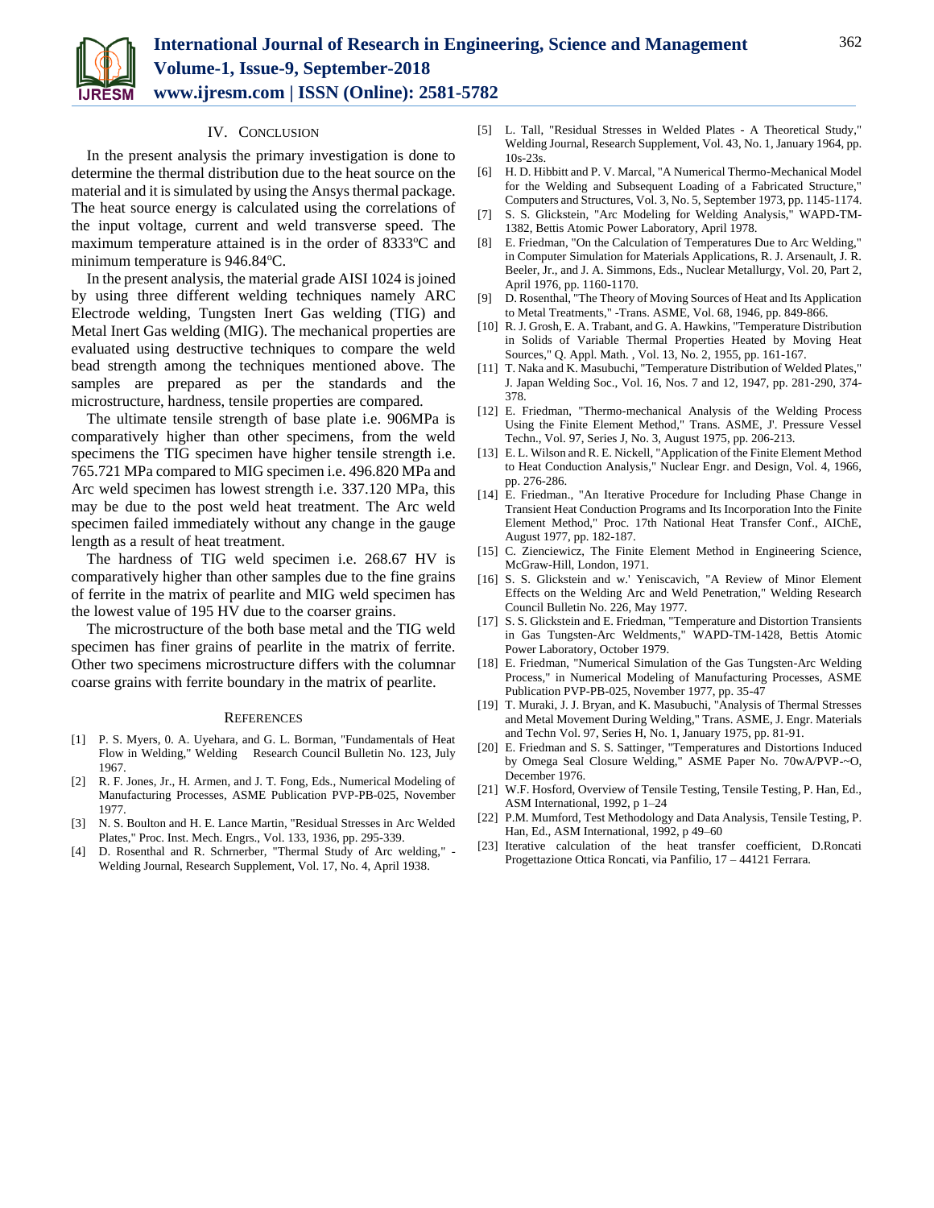## IV. Conclusion

In the present analysis the primary investigation is done to determine the thermal distribution due to the heat source on the material and it is simulated by using the Ansys thermal package. The heat source energy is calculated using the correlations of the input voltage, current and weld transverse speed. The maximum temperature attained is in the order of 8333ºC and minimum temperature is 946.84ºC.

In the present analysis, the material grade AISI 1024 is joined by using three different welding techniques namely ARC Electrode welding, Tungsten Inert Gas welding (TIG) and Metal Inert Gas welding (MIG). The mechanical properties are evaluated using destructive techniques to compare the weld bead strength among the techniques mentioned above. The samples are prepared as per the standards and the microstructure, hardness, tensile properties are compared.

The ultimate tensile strength of base plate i.e. 906MPa is comparatively higher than other specimens, from the weld specimens the TIG specimen have higher tensile strength i.e. 765.721 MPa compared to MIG specimen i.e. 496.820 MPa and Arc weld specimen has lowest strength i.e. 337.120 MPa, this may be due to the post weld heat treatment. The Arc weld specimen failed immediately without any change in the gauge length as a result of heat treatment.

The hardness of TIG weld specimen i.e. 268.67 HV is comparatively higher than other samples due to the fine grains of ferrite in the matrix of pearlite and MIG weld specimen has the lowest value of 195 HV due to the coarser grains.

The microstructure of the both base metal and the TIG weld specimen has finer grains of pearlite in the matrix of ferrite. Other two specimens microstructure differs with the columnar coarse grains with ferrite boundary in the matrix of pearlite.

## References

- [1] P. S. Myers, 0. A. Uyehara, and G. L. Borman, "Fundamentals of Heat Flow in Welding," Welding Research Council Bulletin No. 123, July 1967.
- [2] R. F. Jones, Jr., H. Armen, and J. T. Fong, Eds., Numerical Modeling of Manufacturing Processes, ASME Publication PVP-PB-025, November 1977.
- [3] N. S. Boulton and H. E. Lance Martin, "Residual Stresses in Arc Welded Plates," Proc. Inst. Mech. Engrs., Vol. 133, 1936, pp. 295-339.
- [4] D. Rosenthal and R. Schrnerber, "Thermal Study of Arc welding," -Welding Journal, Research Supplement, Vol. 17, No. 4, April 1938.
- [5] L. Tall, "Residual Stresses in Welded Plates - A Theoretical Study," Welding Journal, Research Supplement, Vol. 43, No. 1, January 1964, pp. 10s-23s.
- [6] H. D. Hibbitt and P. V. Marcal, "A Numerical Thermo-Mechanical Model for the Welding and Subsequent Loading of a Fabricated Structure," Computers and Structures, Vol. 3, No. 5, September 1973, pp. 1145-1174.
- [7] S. S. Glickstein, "Arc Modeling for Welding Analysis," WAPD-TM-1382, Bettis Atomic Power Laboratory, April 1978.
- [8] E. Friedman, "On the Calculation of Temperatures Due to Arc Welding," in Computer Simulation for Materials Applications, R. J. Arsenault, J. R. Beeler, Jr., and J. A. Simmons, Eds., Nuclear Metallurgy, Vol. 20, Part 2, April 1976, pp. 1160-1170.
- [9] D. Rosenthal, "The Theory of Moving Sources of Heat and Its Application to Metal Treatments," -Trans. ASME, Vol. 68, 1946, pp. 849-866.
- [10] R. J. Grosh, E. A. Trabant, and G. A. Hawkins, "Temperature Distribution in Solids of Variable Thermal Properties Heated by Moving Heat Sources," Q. Appl. Math. , Vol. 13, No. 2, 1955, pp. 161-167.
- [11] T. Naka and K. Masubuchi, "Temperature Distribution of Welded Plates," J. Japan Welding Soc., Vol. 16, Nos. 7 and 12, 1947, pp. 281-290, 374-378.
- [12] E. Friedman, "Thermo-mechanical Analysis of the Welding Process Using the Finite Element Method," Trans. ASME, J'. Pressure Vessel Techn., Vol. 97, Series J, No. 3, August 1975, pp. 206-213.
- [13] E. L. Wilson and R. E. Nickell, "Application of the Finite Element Method to Heat Conduction Analysis," Nuclear Engr. and Design, Vol. 4, 1966, pp. 276-286.
- [14] E. Friedman., "An Iterative Procedure for Including Phase Change in Transient Heat Conduction Programs and Its Incorporation Into the Finite Element Method," Proc. 17th National Heat Transfer Conf., AIChE, August 1977, pp. 182-187.
- [15] C. Zienciewicz, The Finite Element Method in Engineering Science, McGraw-Hill, London, 1971.
- [16] S. S. Glickstein and w.' Yeniscavich, "A Review of Minor Element Effects on the Welding Arc and Weld Penetration," Welding Research Council Bulletin No. 226, May 1977.
- [17] S. S. Glickstein and E. Friedman, "Temperature and Distortion Transients in Gas Tungsten-Arc Weldments," WAPD-TM-1428, Bettis Atomic Power Laboratory, October 1979.
- [18] E. Friedman, "Numerical Simulation of the Gas Tungsten-Arc Welding Process," in Numerical Modeling of Manufacturing Processes, ASME Publication PVP-PB-025, November 1977, pp. 35-47
- [19] T. Muraki, J. J. Bryan, and K. Masubuchi, "Analysis of Thermal Stresses and Metal Movement During Welding," Trans. ASME, J. Engr. Materials and Techn Vol. 97, Series H, No. 1, January 1975, pp. 81-91.
- [20] E. Friedman and S. S. Sattinger, "Temperatures and Distortions Induced by Omega Seal Closure Welding," ASME Paper No. 70wA/PVP-~O, December 1976.
- [21] W.F. Hosford, Overview of Tensile Testing, Tensile Testing, P. Han, Ed., ASM International, 1992, p 1–24
- [22] P.M. Mumford, Test Methodology and Data Analysis, Tensile Testing, P. Han, Ed., ASM International, 1992, p 49–60
- [23] Iterative calculation of the heat transfer coefficient, D.Roncati Progettazione Ottica Roncati, via Panfilio, 17 – 44121 Ferrara.